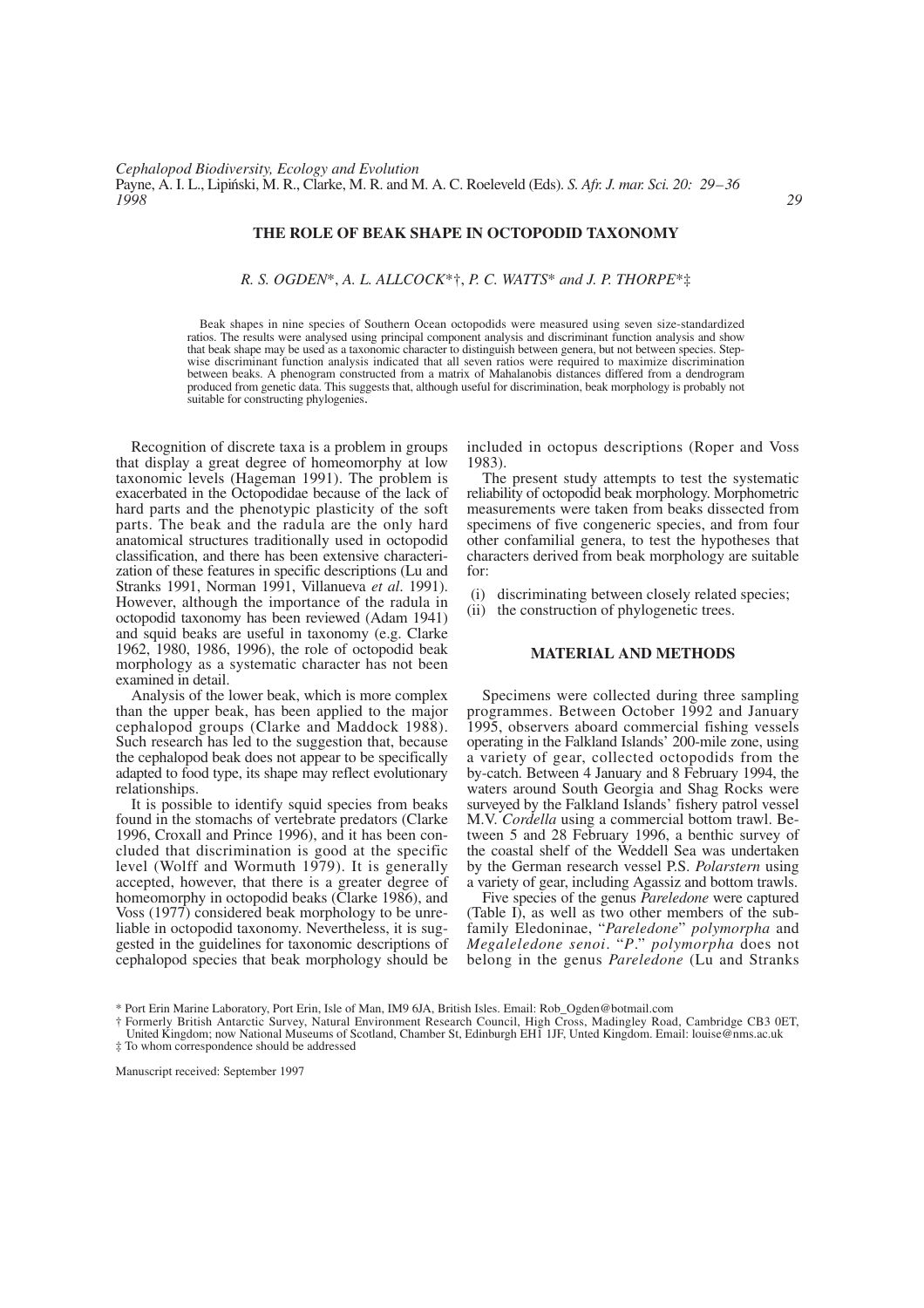# THE ROLE OF BEAK SHAPE IN OCTOPODID TAXONOMY

*R. S. OGDEN*\*, *A. L. ALLCOCK*\*†, *P. C. WATTS*\* *and J. P. THORPE*\*‡

Beak shapes in nine species of Southern Ocean octopodids were measured using seven size-standardized ratios. The results were analysed using principal component analysis and discriminant function analysis and show that beak shape may be used as a taxonomic character to distinguish between genera, but not between species. Stepwise discriminant function analysis indicated that all seven ratios were required to maximize discrimination between beaks. A phenogram constructed from a matrix of Mahalanobis distances differed from a dendrogram produced from genetic data. This suggests that, although useful for discrimination, beak morphology is probably not suitable for constructing phylogenies.

Recognition of discrete taxa is a problem in groups that display a great degree of homeomorphy at low taxonomic levels (Hageman 1991). The problem is exacerbated in the Octopodidae because of the lack of hard parts and the phenotypic plasticity of the soft parts. The beak and the radula are the only hard anatomical structures traditionally used in octopodid classification, and there has been extensive characterization of these features in specific descriptions (Lu and Stranks 1991, Norman 1991, Villanueva *et al*. 1991). However, although the importance of the radula in octopodid taxonomy has been reviewed (Adam 1941) and squid beaks are useful in taxonomy (e.g. Clarke 1962, 1980, 1986, 1996), the role of octopodid beak morphology as a systematic character has not been examined in detail.

Analysis of the lower beak, which is more complex than the upper beak, has been applied to the major cephalopod groups (Clarke and Maddock 1988). Such research has led to the suggestion that, because the cephalopod beak does not appear to be specifically adapted to food type, its shape may reflect evolutionary relationships.

It is possible to identify squid species from beaks found in the stomachs of vertebrate predators (Clarke 1996, Croxall and Prince 1996), and it has been concluded that discrimination is good at the specific level (Wolff and Wormuth 1979). It is generally accepted, however, that there is a greater degree of homeomorphy in octopodid beaks (Clarke 1986), and Voss (1977) considered beak morphology to be unreliable in octopodid taxonomy. Nevertheless, it is suggested in the guidelines for taxonomic descriptions of cephalopod species that beak morphology should be included in octopus descriptions (Roper and Voss 1983).

The present study attempts to test the systematic reliability of octopodid beak morphology. Morphometric measurements were taken from beaks dissected from specimens of five congeneric species, and from four other confamilial genera, to test the hypotheses that characters derived from beak morphology are suitable for:

(i) discriminating between closely related species;
(ii) the construction of phylogenetic trees.

## MATERIAL AND METHODS

Specimens were collected during three sampling programmes. Between October 1992 and January 1995, observers aboard commercial fishing vessels operating in the Falkland Islands' 200-mile zone, using a variety of gear, collected octopodids from the by-catch. Between 4 January and 8 February 1994, the waters around South Georgia and Shag Rocks were surveyed by the Falkland Islands' fishery patrol vessel M.V. *Cordella* using a commercial bottom trawl. Between 5 and 28 February 1996, a benthic survey of the coastal shelf of the Weddell Sea was undertaken by the German research vessel P.S. *Polarstern* using a variety of gear, including Agassiz and bottom trawls.

Five species of the genus *Pareledone* were captured (Table I), as well as two other members of the subfamily Eledoninae, "*Pareledone*" *polymorpha* and *Megaleledone senoi*. "*P*." *polymorpha* does not belong in the genus *Pareledone* (Lu and Stranks

\* Port Erin Marine Laboratory, Port Erin, Isle of Man, IM9 6JA, British Isles. Email: Rob_Ogden@botmail.com

† Formerly British Antarctic Survey, Natural Environment Research Council, High Cross, Madingley Road, Cambridge CB3 0ET, United Kingdom; now National Museums of Scotland, Chamber St, Edinburgh EH1 1JF, Unted Kingdom. Email: louise@nms.ac.uk

‡ To whom correspondence should be addressed

Manuscript received: September 1997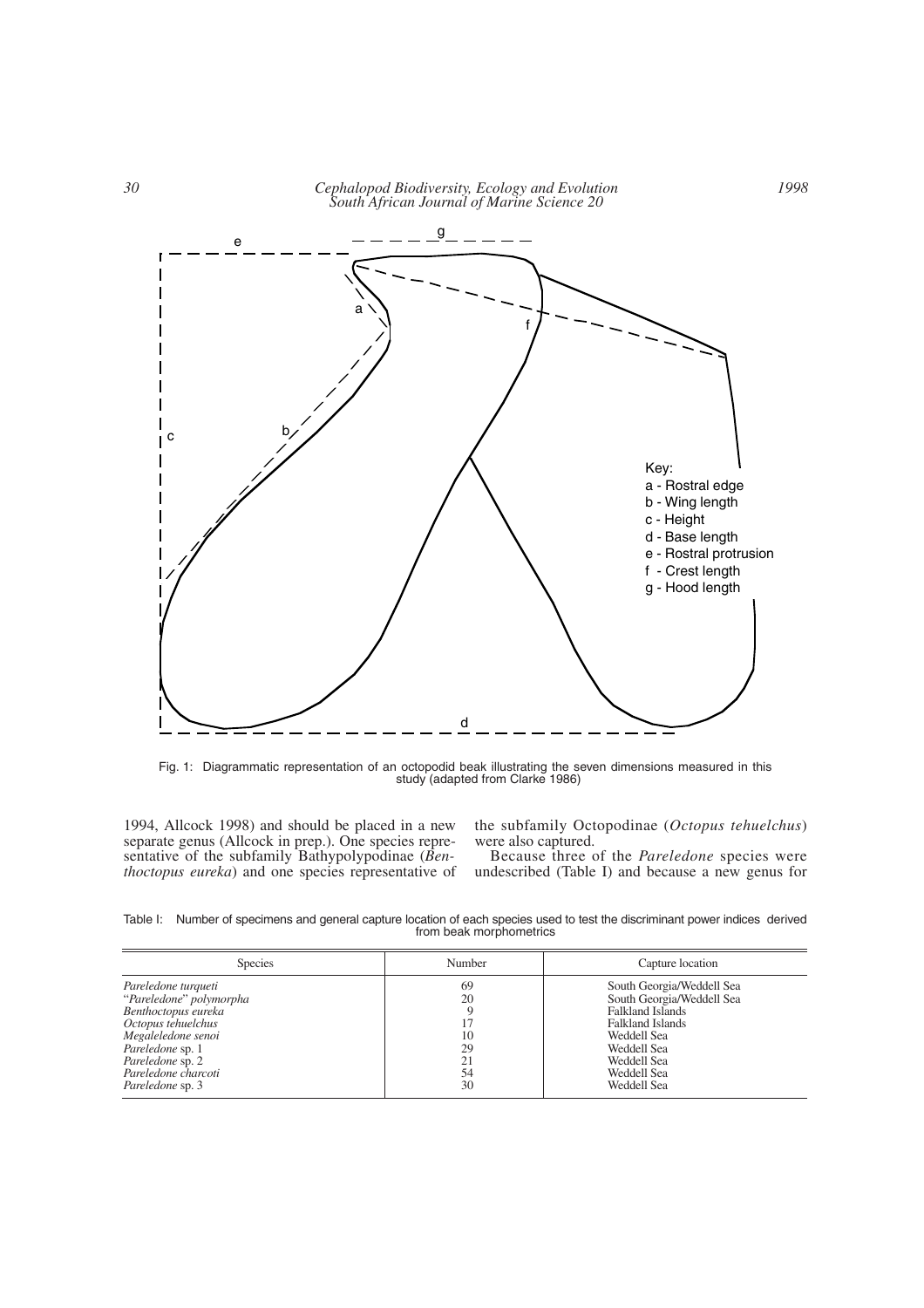Fig. 1: Diagrammatic representation of an octopodid beak illustrating the seven dimensions measured in this study (adapted from Clarke 1986)

1994, Allcock 1998) and should be placed in a new separate genus (Allcock in prep.). One species representative of the subfamily Bathypolypodinae (*Benthoctopus eureka*) and one species representative of the subfamily Octopodinae (*Octopus tehuelchus*) were also captured.

Because three of the *Pareledone* species were undescribed (Table I) and because a new genus for

Table I: Number of specimens and general capture location of each species used to test the discriminant power indices derived from beak morphometrics

| Species | Number | Capture location |
|---|---|---|
| *Pareledone turqueti* | 69 | South Georgia/Weddell Sea |
| "*Pareledone*" *polymorpha* | 20 | South Georgia/Weddell Sea |
| *Benthoctopus eureka* | 9 | Falkland Islands |
| *Octopus tehuelchus* | 17 | Falkland Islands |
| *Megaleledone senoi* | 10 | Weddell Sea |
| *Pareledone* sp. 1 | 29 | Weddell Sea |
| *Pareledone* sp. 2 | 21 | Weddell Sea |
| *Pareledone charcoti* | 54 | Weddell Sea |
| *Pareledone* sp. 3 | 30 | Weddell Sea |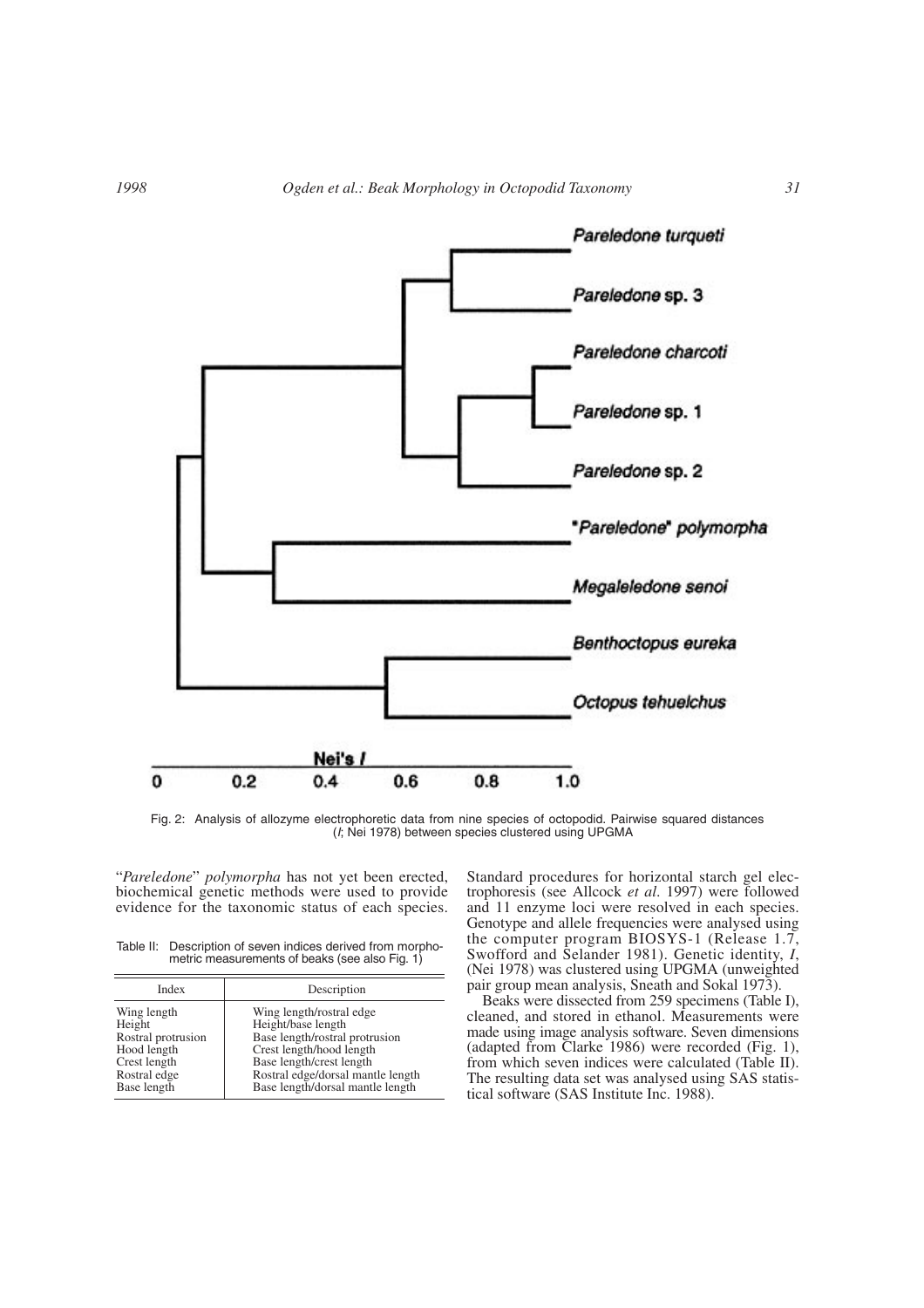Fig. 2: Analysis of allozyme electrophoretic data from nine species of octopodid. Pairwise squared distances (*I*; Nei 1978) between species clustered using UPGMA

"*Pareledone*" *polymorpha* has not yet been erected, biochemical genetic methods were used to provide evidence for the taxonomic status of each species.

Table II: Description of seven indices derived from morphometric measurements of beaks (see also Fig. 1)

| Index | Description |
|---|---|
| Wing length | Wing length/rostral edge |
| Height | Height/base length |
| Rostral protrusion | Base length/rostral protrusion |
| Hood length | Crest length/hood length |
| Crest length | Base length/crest length |
| Rostral edge | Rostral edge/dorsal mantle length |
| Base length | Base length/dorsal mantle length |

Standard procedures for horizontal starch gel electrophoresis (see Allcock *et al.* 1997) were followed and 11 enzyme loci were resolved in each species. Genotype and allele frequencies were analysed using the computer program BIOSYS-1 (Release 1.7, Swofford and Selander 1981). Genetic identity, *I*, (Nei 1978) was clustered using UPGMA (unweighted pair group mean analysis, Sneath and Sokal 1973).

Beaks were dissected from 259 specimens (Table I), cleaned, and stored in ethanol. Measurements were made using image analysis software. Seven dimensions (adapted from Clarke 1986) were recorded (Fig. 1), from which seven indices were calculated (Table II). The resulting data set was analysed using SAS statistical software (SAS Institute Inc. 1988).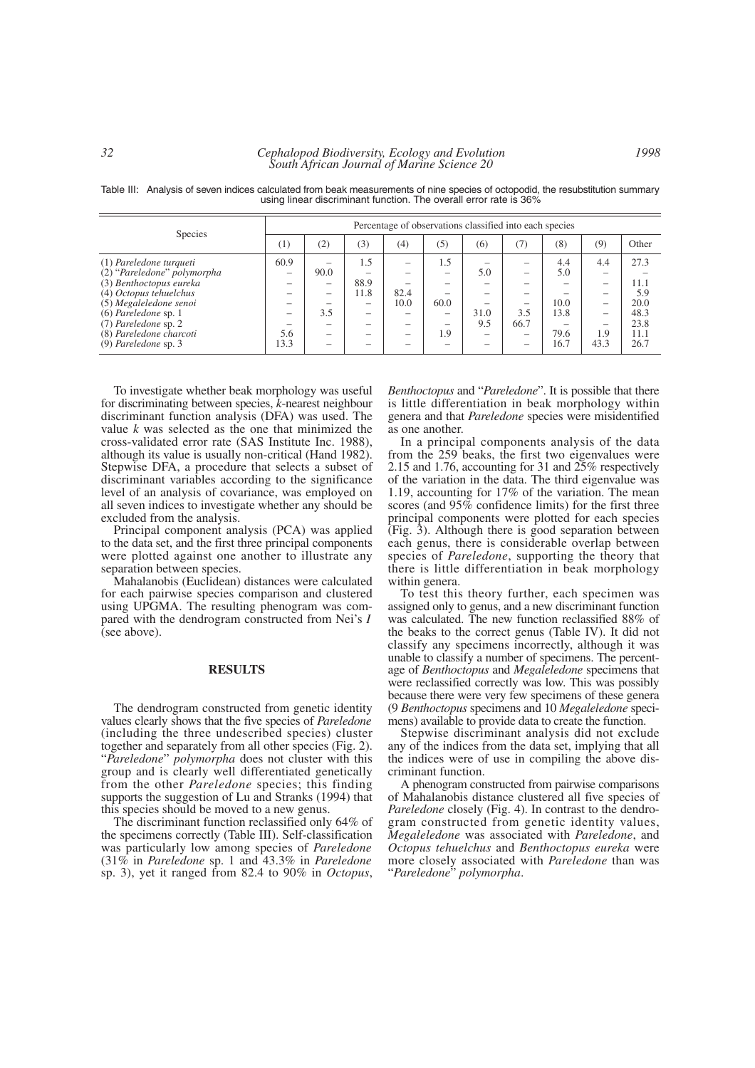Table III: Analysis of seven indices calculated from beak measurements of nine species of octopodid, the resubstitution summary using linear discriminant function. The overall error rate is 36%

| Species | Percentage of observations classified into each species | | | | | | | | | |
|---|---|---|---|---|---|---|---|---|---|---|
| | (1) | (2) | (3) | (4) | (5) | (6) | (7) | (8) | (9) | Other |
| (1) *Pareledone turqueti* | 60.9 | – | 1.5 | – | 1.5 | – | – | 4.4 | 4.4 | 27.3 |
| (2) "*Pareledone*" *polymorpha* | – | 90.0 | – | – | – | 5.0 | – | 5.0 | – | – |
| (3) *Benthoctopus eureka* | – | – | 88.9 | – | – | – | – | – | – | 11.1 |
| (4) *Octopus tehuelchus* | – | – | 11.8 | 82.4 | – | – | – | – | – | 5.9 |
| (5) *Megaleledone senoi* | – | – | – | 10.0 | 60.0 | – | – | 10.0 | – | 20.0 |
| (6) *Pareledone* sp. 1 | – | 3.5 | – | – | – | 31.0 | 3.5 | 13.8 | – | 48.3 |
| (7) *Pareledone* sp. 2 | – | – | – | – | – | 9.5 | 66.7 | – | – | 23.8 |
| (8) *Pareledone charcoti* | 5.6 | – | – | – | 1.9 | – | – | 79.6 | 1.9 | 11.1 |
| (9) *Pareledone* sp. 3 | 13.3 | – | – | – | – | – | – | 16.7 | 43.3 | 26.7 |

To investigate whether beak morphology was useful for discriminating between species, *k*-nearest neighbour discriminant function analysis (DFA) was used. The value *k* was selected as the one that minimized the cross-validated error rate (SAS Institute Inc. 1988), although its value is usually non-critical (Hand 1982). Stepwise DFA, a procedure that selects a subset of discriminant variables according to the significance level of an analysis of covariance, was employed on all seven indices to investigate whether any should be excluded from the analysis.

Principal component analysis (PCA) was applied to the data set, and the first three principal components were plotted against one another to illustrate any separation between species.

Mahalanobis (Euclidean) distances were calculated for each pairwise species comparison and clustered using UPGMA. The resulting phenogram was compared with the dendrogram constructed from Nei's *I* (see above).

## RESULTS

The dendrogram constructed from genetic identity values clearly shows that the five species of *Pareledone* (including the three undescribed species) cluster together and separately from all other species (Fig. 2). "*Pareledone*" *polymorpha* does not cluster with this group and is clearly well differentiated genetically from the other *Pareledone* species; this finding supports the suggestion of Lu and Stranks (1994) that this species should be moved to a new genus.

The discriminant function reclassified only 64% of the specimens correctly (Table III). Self-classification was particularly low among species of *Pareledone* (31% in *Pareledone* sp. 1 and 43.3% in *Pareledone* sp. 3), yet it ranged from 82.4 to 90% in *Octopus*, *Benthoctopus* and "*Pareledone*". It is possible that there is little differentiation in beak morphology within genera and that *Pareledone* species were misidentified as one another.

In a principal components analysis of the data from the 259 beaks, the first two eigenvalues were 2.15 and 1.76, accounting for 31 and 25% respectively of the variation in the data. The third eigenvalue was 1.19, accounting for 17% of the variation. The mean scores (and 95% confidence limits) for the first three principal components were plotted for each species (Fig. 3). Although there is good separation between each genus, there is considerable overlap between species of *Pareledone*, supporting the theory that there is little differentiation in beak morphology within genera.

To test this theory further, each specimen was assigned only to genus, and a new discriminant function was calculated. The new function reclassified 88% of the beaks to the correct genus (Table IV). It did not classify any specimens incorrectly, although it was unable to classify a number of specimens. The percentage of *Benthoctopus* and *Megaleledone* specimens that were reclassified correctly was low. This was possibly because there were very few specimens of these genera (9 *Benthoctopus* specimens and 10 *Megaleledone* specimens) available to provide data to create the function.

Stepwise discriminant analysis did not exclude any of the indices from the data set, implying that all the indices were of use in compiling the above discriminant function.

A phenogram constructed from pairwise comparisons of Mahalanobis distance clustered all five species of *Pareledone* closely (Fig. 4). In contrast to the dendrogram constructed from genetic identity values, *Megaleledone* was associated with *Pareledone*, and *Octopus tehuelchus* and *Benthoctopus eureka* were more closely associated with *Pareledone* than was "*Pareledone*" *polymorpha*.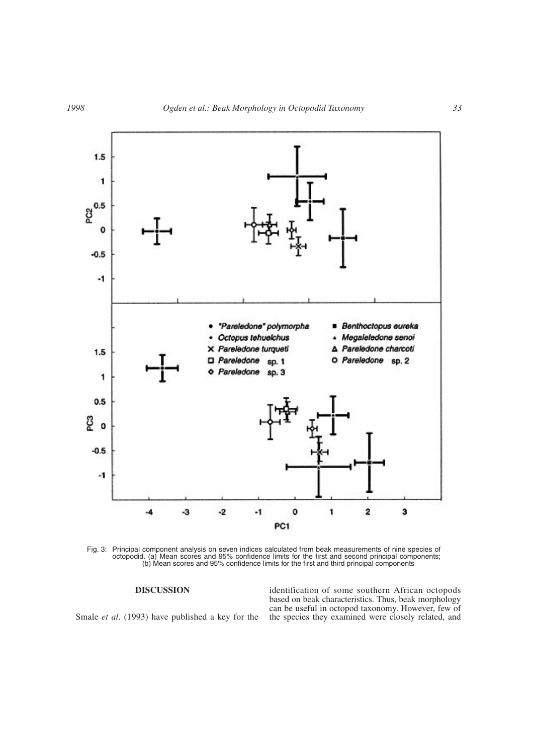Fig. 3: Principal component analysis on seven indices calculated from beak measurements of nine species of octopodid. (a) Mean scores and 95% confidence limits for the first and second principal components; (b) Mean scores and 95% confidence limits for the first and third principal components

## DISCUSSION

Smale *et al*. (1993) have published a key for the identification of some southern African octopods based on beak characteristics. Thus, beak morphology can be useful in octopod taxonomy. However, few of the species they examined were closely related, and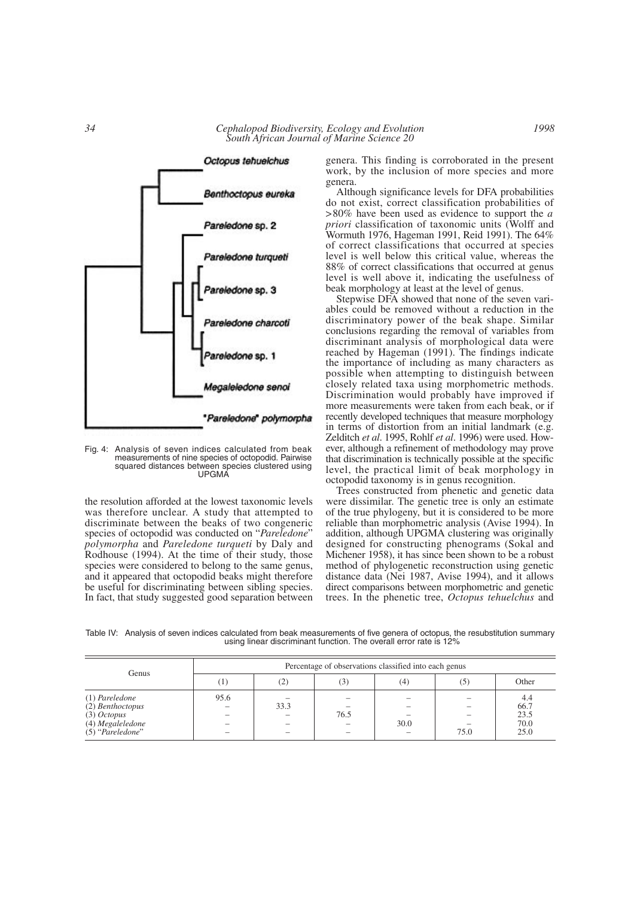Fig. 4: Analysis of seven indices calculated from beak measurements of nine species of octopodid. Pairwise squared distances between species clustered using UPGMA

the resolution afforded at the lowest taxonomic levels was therefore unclear. A study that attempted to discriminate between the beaks of two congeneric species of octopodid was conducted on "*Pareledone*" *polymorpha* and *Pareledone turqueti* by Daly and Rodhouse (1994). At the time of their study, those species were considered to belong to the same genus, and it appeared that octopodid beaks might therefore be useful for discriminating between sibling species. In fact, that study suggested good separation between genera. This finding is corroborated in the present work, by the inclusion of more species and more genera.

Although significance levels for DFA probabilities do not exist, correct classification probabilities of >80% have been used as evidence to support the *a priori* classification of taxonomic units (Wolff and Wormuth 1976, Hageman 1991, Reid 1991). The 64% of correct classifications that occurred at species level is well below this critical value, whereas the 88% of correct classifications that occurred at genus level is well above it, indicating the usefulness of beak morphology at least at the level of genus.

Stepwise DFA showed that none of the seven variables could be removed without a reduction in the discriminatory power of the beak shape. Similar conclusions regarding the removal of variables from discriminant analysis of morphological data were reached by Hageman (1991). The findings indicate the importance of including as many characters as possible when attempting to distinguish between closely related taxa using morphometric methods. Discrimination would probably have improved if more measurements were taken from each beak, or if recently developed techniques that measure morphology in terms of distortion from an initial landmark (e.g. Zelditch *et al*. 1995, Rohlf *et al*. 1996) were used. However, although a refinement of methodology may prove that discrimination is technically possible at the specific level, the practical limit of beak morphology in octopodid taxonomy is in genus recognition.

Trees constructed from phenetic and genetic data were dissimilar. The genetic tree is only an estimate of the true phylogeny, but it is considered to be more reliable than morphometric analysis (Avise 1994). In addition, although UPGMA clustering was originally designed for constructing phenograms (Sokal and Michener 1958), it has since been shown to be a robust method of phylogenetic reconstruction using genetic distance data (Nei 1987, Avise 1994), and it allows direct comparisons between morphometric and genetic trees. In the phenetic tree, *Octopus tehuelchus* and

Table IV: Analysis of seven indices calculated from beak measurements of five genera of octopus, the resubstitution summary using linear discriminant function. The overall error rate is 12%

| Genus | Percentage of observations classified into each genus | | | | | |
|---|---|---|---|---|---|---|
| | (1) | (2) | (3) | (4) | (5) | Other |
| (1) *Pareledone* | 95.6 | – | – | – | – | 4.4 |
| (2) *Benthoctopus* | – | 33.3 | – | – | – | 66.7 |
| (3) *Octopus* | – | – | 76.5 | – | – | 23.5 |
| (4) *Megaleledone* | – | – | – | 30.0 | – | 70.0 |
| (5) "*Pareledone*" | – | – | – | – | 75.0 | 25.0 |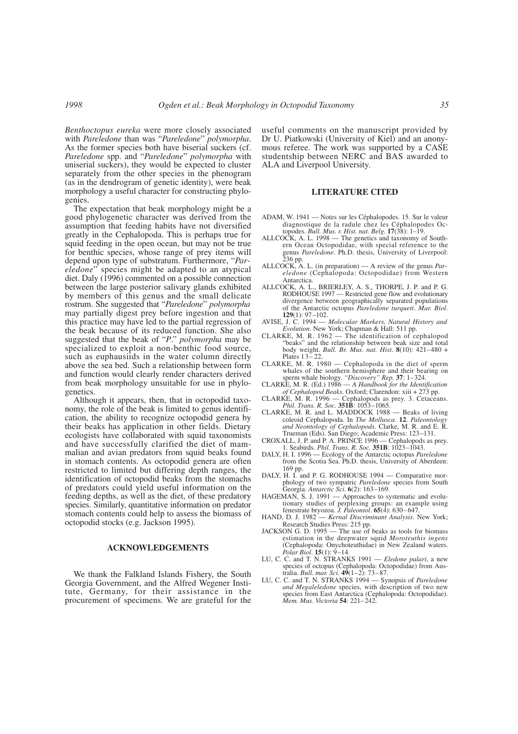*Benthoctopus eureka* were more closely associated with *Pareledone* than was "*Pareledone*" *polymorpha*. As the former species both have biserial suckers (cf. *Pareledone* spp. and "*Pareledone*" *polymorpha* with uniserial suckers), they would be expected to cluster separately from the other species in the phenogram (as in the dendrogram of genetic identity), were beak morphology a useful character for constructing phylogenies.

The expectation that beak morphology might be a good phylogenetic character was derived from the assumption that feeding habits have not diversified greatly in the Cephalopoda. This is perhaps true for squid feeding in the open ocean, but may not be true for benthic species, whose range of prey items will depend upon type of substratum. Furthermore, "*Pareledone*" species might be adapted to an atypical diet. Daly (1996) commented on a possible connection between the large posterior salivary glands exhibited by members of this genus and the small delicate rostrum. She suggested that "*Pareledone*" *polymorpha* may partially digest prey before ingestion and that this practice may have led to the partial regression of the beak because of its reduced function. She also suggested that the beak of "*P*." *polymorpha* may be specialized to exploit a non-benthic food source, such as euphausiids in the water column directly above the sea bed. Such a relationship between form and function would clearly render characters derived from beak morphology unsuitable for use in phylogenetics.

Although it appears, then, that in octopodid taxonomy, the role of the beak is limited to genus identification, the ability to recognize octopodid genera by their beaks has application in other fields. Dietary ecologists have collaborated with squid taxonomists and have successfully clarified the diet of mammalian and avian predators from squid beaks found in stomach contents. As octopodid genera are often restricted to limited but differing depth ranges, the identification of octopodid beaks from the stomachs of predators could yield useful information on the feeding depths, as well as the diet, of these predatory species. Similarly, quantitative information on predator stomach contents could help to assess the biomass of octopodid stocks (e.g. Jackson 1995).

## ACKNOWLEDGEMENTS

We thank the Falkland Islands Fishery, the South Georgia Government, and the Alfred Wegener Institute, Germany, for their assistance in the procurement of specimens. We are grateful for the useful comments on the manuscript provided by Dr U. Piatkowski (University of Kiel) and an anonymous referee. The work was supported by a CASE studentship between NERC and BAS awarded to ALA and Liverpool University.

## LITERATURE CITED

ADAM, W. 1941 — Notes sur les Céphalopodes. 15. Sur le valeur diagnostique de la radule chez les Céphalopodes Octopodes. *Bull. Mus. r. Hist. nat. Belg.* **17**(38): 1–19.

ALLCOCK, A. L. 1998 — The genetics and taxonomy of Southern Ocean Octopodidae, with special reference to the genus *Pareledone*. Ph.D. thesis, University of Liverpool: 236 pp.

ALLCOCK, A. L. (in preparation) — A review of the genus *Pareledone* (Cephalopoda: Octopodidae) from Western Antarctica.

ALLCOCK, A. L., BRIERLEY, A. S., THORPE, J. P. and P. G. RODHOUSE 1997 — Restricted gene flow and evolutionary divergence between geographically separated populations of the Antarctic octopus *Pareledone turqueti*. *Mar. Biol.* **129**(1): 97–102.

AVISE, J. C. 1994 — *Molecular Markers, Natural History and Evolution*. New York; Chapman & Hall: 511 pp.

CLARKE, M. R. 1962 — The identification of cephalopod "beaks" and the relationship between beak size and total body weight. *Bull. Br. Mus. nat. Hist.* **8**(10): 421–480 + Plates 13–22.

CLARKE, M. R. 1980 — Cephalopoda in the diet of sperm whales of the southern hemisphere and their bearing on sperm whale biology. *"Discovery" Rep.* **37**: 1–324.

CLARKE, M. R. (Ed.) 1986 — *A Handbook for the Identification of Cephalopod Beaks*. Oxford; Clarendon: xiii + 273 pp.

CLARKE, M. R. 1996 — Cephalopods as prey. 3. Cetaceans. *Phil. Trans. R. Soc.* **351B**: 1053–1065.

CLARKE, M. R. and L. MADDOCK 1988 — Beaks of living coleoid Cephalopoda. In *The Mollusca*. **12**. *Paleontology and Neontology of Cephalopods*. Clarke, M. R. and E. R. Trueman (Eds). San Diego; Academic Press: 123–131.

CROXALL, J. P. and P. A. PRINCE 1996 — Cephalopods as prey. 1. Seabirds. *Phil. Trans. R. Soc.* **351B**: 1023–1043.

DALY, H. I. 1996 — Ecology of the Antarctic octopus *Pareledone* from the Scotia Sea. Ph.D. thesis, University of Aberdeen: 169 pp.

DALY, H. I. and P. G. RODHOUSE 1994 — Comparative morphology of two sympatric *Pareledone* species from South Georgia. *Antarctic Sci.* **6**(2): 163–169.

HAGEMAN, S. J. 1991 — Approaches to systematic and evolutionary studies of perplexing groups: an example using fenestrate bryozoa. *J. Paleontol.* **65**(4): 630–647.

HAND, D. J. 1982 — *Kernal Discriminant Analysis*. New York; Research Studies Press: 215 pp.

JACKSON G. D. 1995 — The use of beaks as tools for biomass estimation in the deepwater squid *Moroteuthis ingens* (Cephalopoda: Onychoteuthidae) in New Zealand waters. *Polar Biol.* **15**(1): 9–14.

LU, C. C. and T. N. STRANKS 1991 — *Eledone palari*, a new species of octopus (Cephalopoda: Octopodidae) from Australia. *Bull. mar. Sci.* **49**(1–2): 73–87.

LU, C. C. and T. N. STRANKS 1994 — Synopsis of *Pareledone and Megaleledone* species, with description of two new species from East Antarctica (Cephalopoda: Octopodidae). *Mem. Mus. Victoria* **54**: 221–242.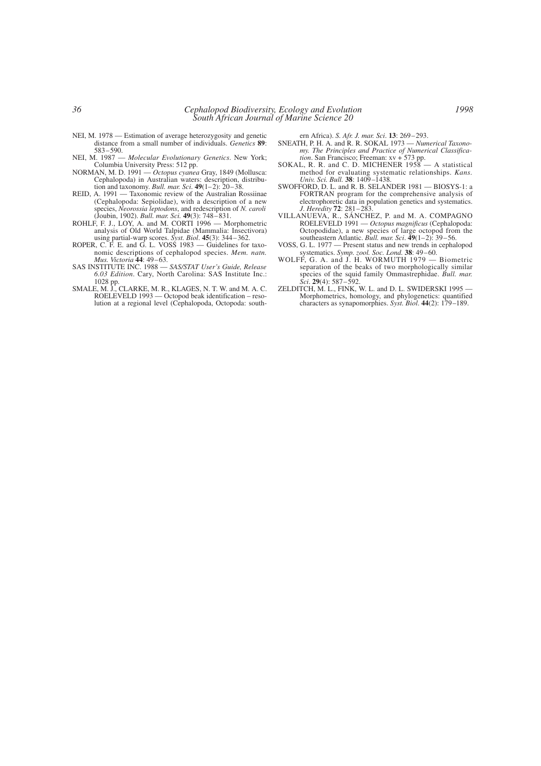NEI, M. 1978 — Estimation of average heterozygosity and genetic distance from a small number of individuals. *Genetics* **89**: 583–590.

NEI, M. 1987 — *Molecular Evolutionary Genetics*. New York; Columbia University Press: 512 pp.

NORMAN, M. D. 1991 — *Octopus cyanea* Gray, 1849 (Mollusca: Cephalopoda) in Australian waters: description, distribution and taxonomy. *Bull. mar. Sci*. **49**(1–2): 20–38.

REID, A. 1991 — Taxonomic review of the Australian Rossiinae (Cephalopoda: Sepiolidae), with a description of a new species, *Neorossia leptodons*, and redescription of *N. caroli* (Joubin, 1902). *Bull. mar. Sci.* **49**(3): 748–831.

ROHLF, F. J., LOY, A. and M. CORTI 1996 — Morphometric analysis of Old World Talpidae (Mammalia: Insectivora) using partial-warp scores. *Syst. Biol*. **45**(3): 344–362.

ROPER, C. F. E. and G. L. VOSS 1983 — Guidelines for taxonomic descriptions of cephalopod species. *Mem. natn. Mus. Victoria* **44**: 49–63.

SAS INSTITUTE INC. 1988 — *SAS/STAT User's Guide, Release 6.03 Edition*. Cary, North Carolina: SAS Institute Inc.: 1028 pp.

SMALE, M. J., CLARKE, M. R., KLAGES, N. T. W. and M. A. C. ROELEVELD 1993 — Octopod beak identification – resolution at a regional level (Cephalopoda, Octopoda: southern Africa). *S. Afr. J. mar. Sci*. **13**: 269–293.

SNEATH, P. H. A. and R. R. SOKAL 1973 — *Numerical Taxonomy. The Principles and Practice of Numerical Classification*. San Francisco; Freeman: xv + 573 pp.

SOKAL, R. R. and C. D. MICHENER 1958 — A statistical method for evaluating systematic relationships. *Kans. Univ. Sci. Bull.* **38**: 1409–1438.

SWOFFORD, D. L. and R. B. SELANDER 1981 — BIOSYS-1: a FORTRAN program for the comprehensive analysis of electrophoretic data in population genetics and systematics. *J. Heredity* **72**: 281–283.

VILLANUEVA, R., SÁNCHEZ, P. and M. A. COMPAGNO ROELEVELD 1991 — *Octopus magnificus* (Cephalopoda: Octopodidae), a new species of large octopod from the southeastern Atlantic. *Bull. mar. Sci*. **49**(1–2): 39–56.

VOSS, G. L. 1977 — Present status and new trends in cephalopod systematics. *Symp. zool. Soc. Lond.* **38**: 49–60.

WOLFF, G. A. and J. H. WORMUTH 1979 — Biometric separation of the beaks of two morphologically similar species of the squid family Ommastrephidae. *Bull. mar. Sci*. **29**(4): 587–592.

ZELDITCH, M. L., FINK, W. L. and D. L. SWIDERSKI 1995 — Morphometrics, homology, and phylogenetics: quantified characters as synapomorphies. *Syst. Biol*. **44**(2): 179–189.